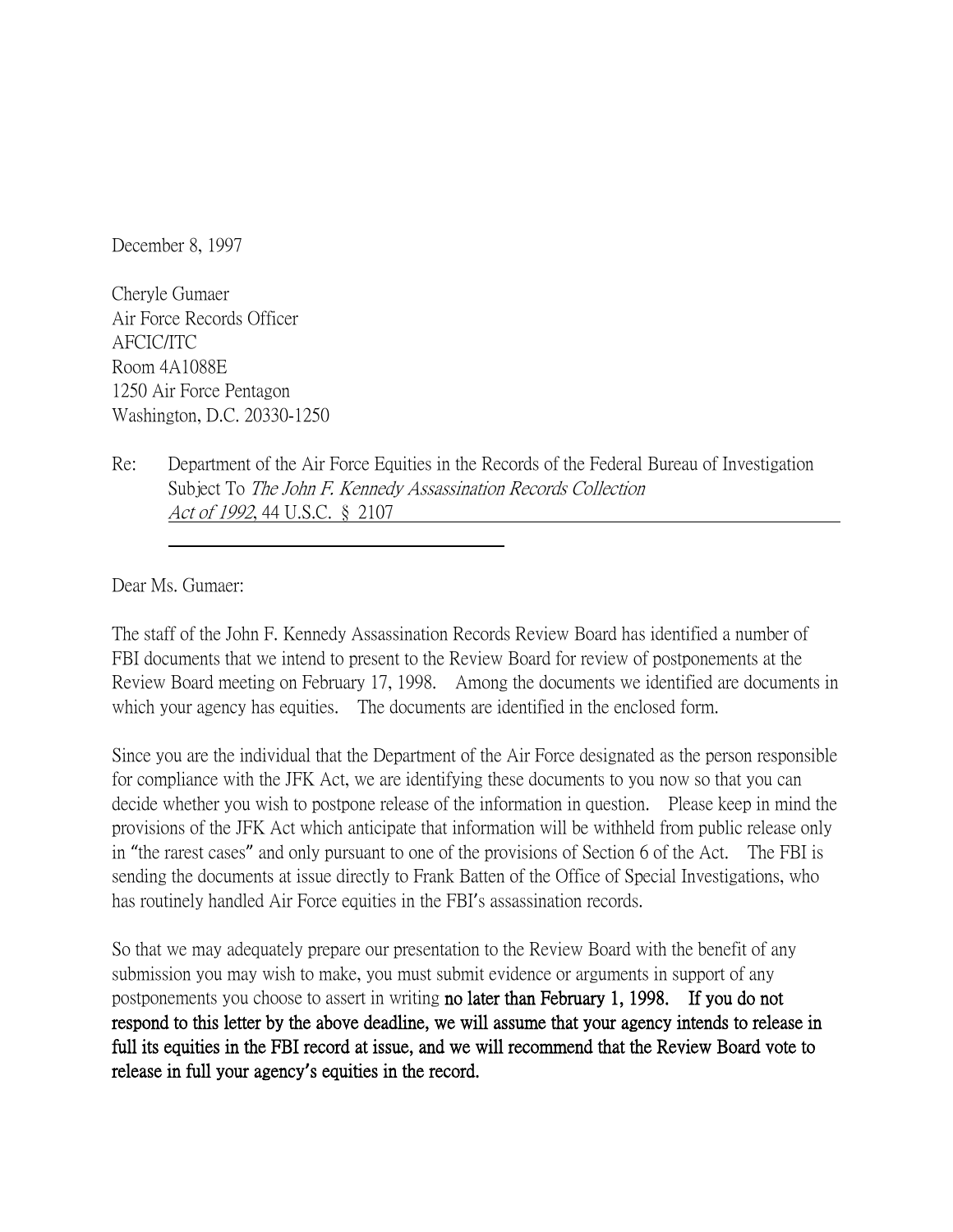December 8, 1997

Cheryle Gumaer
Air Force Records Officer
AFCIC/ITC
Room 4A1088E
1250 Air Force Pentagon
Washington, D.C. 20330-1250

Re: Department of the Air Force Equities in the Records of the Federal Bureau of Investigation Subject To *The John F. Kennedy Assassination Records Collection Act of 1992*, 44 U.S.C. § 2107

Dear Ms. Gumaer:

The staff of the John F. Kennedy Assassination Records Review Board has identified a number of FBI documents that we intend to present to the Review Board for review of postponements at the Review Board meeting on February 17, 1998. Among the documents we identified are documents in which your agency has equities. The documents are identified in the enclosed form.

Since you are the individual that the Department of the Air Force designated as the person responsible for compliance with the JFK Act, we are identifying these documents to you now so that you can decide whether you wish to postpone release of the information in question. Please keep in mind the provisions of the JFK Act which anticipate that information will be withheld from public release only in "the rarest cases" and only pursuant to one of the provisions of Section 6 of the Act. The FBI is sending the documents at issue directly to Frank Batten of the Office of Special Investigations, who has routinely handled Air Force equities in the FBI's assassination records.

So that we may adequately prepare our presentation to the Review Board with the benefit of any submission you may wish to make, you must submit evidence or arguments in support of any postponements you choose to assert in writing **no later than February 1, 1998. If you do not respond to this letter by the above deadline, we will assume that your agency intends to release in full its equities in the FBI record at issue, and we will recommend that the Review Board vote to release in full your agency's equities in the record.**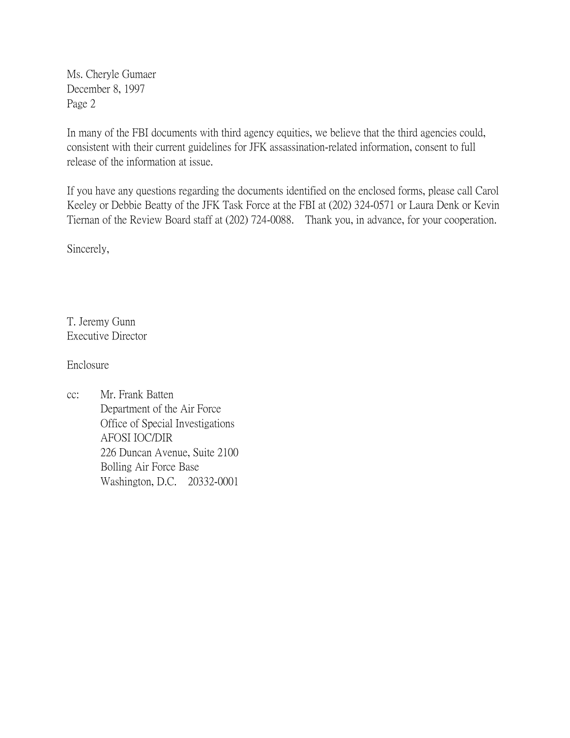Ms. Cheryle Gumaer
December 8, 1997
Page 2

In many of the FBI documents with third agency equities, we believe that the third agencies could, consistent with their current guidelines for JFK assassination-related information, consent to full release of the information at issue.

If you have any questions regarding the documents identified on the enclosed forms, please call Carol Keeley or Debbie Beatty of the JFK Task Force at the FBI at (202) 324-0571 or Laura Denk or Kevin Tiernan of the Review Board staff at (202) 724-0088. Thank you, in advance, for your cooperation.

Sincerely,

T. Jeremy Gunn
Executive Director

Enclosure

cc: Mr. Frank Batten
Department of the Air Force
Office of Special Investigations
AFOSI IOC/DIR
226 Duncan Avenue, Suite 2100
Bolling Air Force Base
Washington, D.C. 20332-0001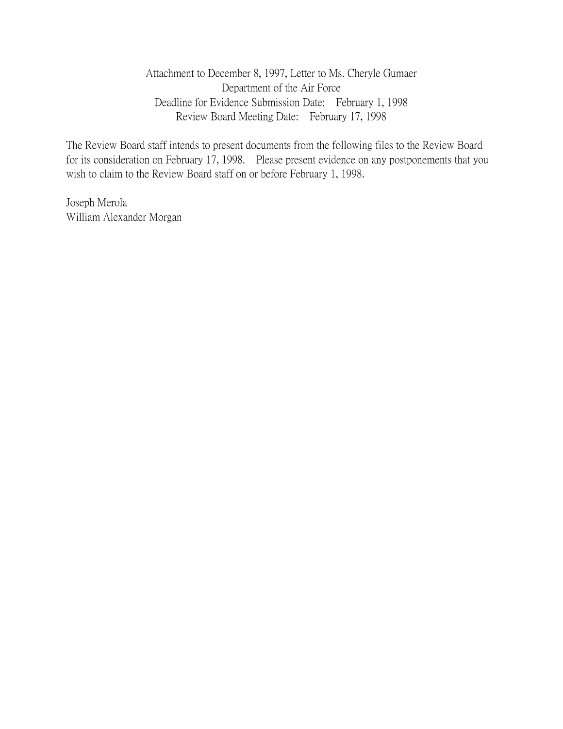Attachment to December 8, 1997, Letter to Ms. Cheryle Gumaer
Department of the Air Force
Deadline for Evidence Submission Date: February 1, 1998
Review Board Meeting Date: February 17, 1998

The Review Board staff intends to present documents from the following files to the Review Board for its consideration on February 17, 1998. Please present evidence on any postponements that you wish to claim to the Review Board staff on or before February 1, 1998.

Joseph Merola
William Alexander Morgan